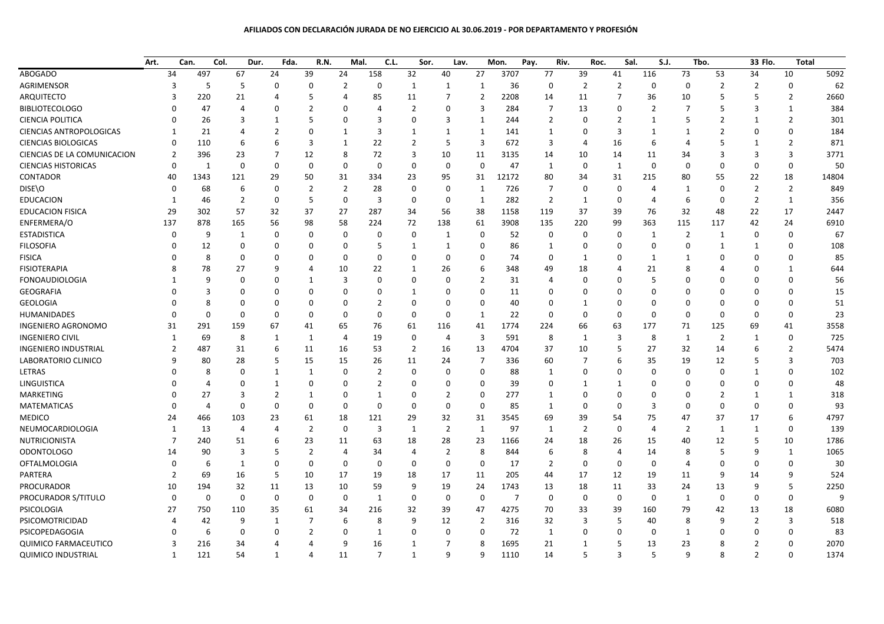**AFILIADOS CON DECLARACIÓN JURADA DE NO EJERCICIO AL 30.06.2019 - POR DEPARTAMENTO Y PROFESIÓN**

| | Art. | Can. | Col. | Dur. | Fda. | R.N. | Mal. | C.L. | Sor. | Lav. | Mon. | Pay. | Riv. | Roc. | Sal. | S.J. | Tbo. | 33 | Flo. | Total |
|---|---|---|---|---|---|---|---|---|---|---|---|---|---|---|---|---|---|---|---|---|
| ABOGADO | 34 | 497 | 67 | 24 | 39 | 24 | 158 | 32 | 40 | 27 | 3707 | 77 | 39 | 41 | 116 | 73 | 53 | 34 | 10 | 5092 |
| AGRIMENSOR | 3 | 5 | 5 | 0 | 0 | 2 | 0 | 1 | 1 | 1 | 36 | 0 | 2 | 2 | 0 | 0 | 2 | 2 | 0 | 62 |
| ARQUITECTO | 3 | 220 | 21 | 4 | 5 | 4 | 85 | 11 | 7 | 2 | 2208 | 14 | 11 | 7 | 36 | 10 | 5 | 5 | 2 | 2660 |
| BIBLIOTECOLOGO | 0 | 47 | 4 | 0 | 2 | 0 | 4 | 2 | 0 | 3 | 284 | 7 | 13 | 0 | 2 | 7 | 5 | 3 | 1 | 384 |
| CIENCIA POLITICA | 0 | 26 | 3 | 1 | 5 | 0 | 3 | 0 | 3 | 1 | 244 | 2 | 0 | 2 | 1 | 5 | 2 | 1 | 2 | 301 |
| CIENCIAS ANTROPOLOGICAS | 1 | 21 | 4 | 2 | 0 | 1 | 3 | 1 | 1 | 1 | 141 | 1 | 0 | 3 | 1 | 1 | 2 | 0 | 0 | 184 |
| CIENCIAS BIOLOGICAS | 0 | 110 | 6 | 6 | 3 | 1 | 22 | 2 | 5 | 3 | 672 | 3 | 4 | 16 | 6 | 4 | 5 | 1 | 2 | 871 |
| CIENCIAS DE LA COMUNICACION | 2 | 396 | 23 | 7 | 12 | 8 | 72 | 3 | 10 | 11 | 3135 | 14 | 10 | 14 | 11 | 34 | 3 | 3 | 3 | 3771 |
| CIENCIAS HISTORICAS | 0 | 1 | 0 | 0 | 0 | 0 | 0 | 0 | 0 | 0 | 47 | 1 | 0 | 1 | 0 | 0 | 0 | 0 | 0 | 50 |
| CONTADOR | 40 | 1343 | 121 | 29 | 50 | 31 | 334 | 23 | 95 | 31 | 12172 | 80 | 34 | 31 | 215 | 80 | 55 | 22 | 18 | 14804 |
| DISE\O | 0 | 68 | 6 | 0 | 2 | 2 | 28 | 0 | 0 | 1 | 726 | 7 | 0 | 0 | 4 | 1 | 0 | 2 | 2 | 849 |
| EDUCACION | 1 | 46 | 2 | 0 | 5 | 0 | 3 | 0 | 0 | 1 | 282 | 2 | 1 | 0 | 4 | 6 | 0 | 2 | 1 | 356 |
| EDUCACION FISICA | 29 | 302 | 57 | 32 | 37 | 27 | 287 | 34 | 56 | 38 | 1158 | 119 | 37 | 39 | 76 | 32 | 48 | 22 | 17 | 2447 |
| ENFERMERA/O | 137 | 878 | 165 | 56 | 98 | 58 | 224 | 72 | 138 | 61 | 3908 | 135 | 220 | 99 | 363 | 115 | 117 | 42 | 24 | 6910 |
| ESTADISTICA | 0 | 9 | 1 | 0 | 0 | 0 | 0 | 0 | 1 | 0 | 52 | 0 | 0 | 0 | 1 | 2 | 1 | 0 | 0 | 67 |
| FILOSOFIA | 0 | 12 | 0 | 0 | 0 | 0 | 5 | 1 | 1 | 0 | 86 | 1 | 0 | 0 | 0 | 0 | 1 | 1 | 0 | 108 |
| FISICA | 0 | 8 | 0 | 0 | 0 | 0 | 0 | 0 | 0 | 0 | 74 | 0 | 1 | 0 | 1 | 1 | 0 | 0 | 0 | 85 |
| FISIOTERAPIA | 8 | 78 | 27 | 9 | 4 | 10 | 22 | 1 | 26 | 6 | 348 | 49 | 18 | 4 | 21 | 8 | 4 | 0 | 1 | 644 |
| FONOAUDIOLOGIA | 1 | 9 | 0 | 0 | 1 | 3 | 0 | 0 | 0 | 2 | 31 | 4 | 0 | 0 | 5 | 0 | 0 | 0 | 0 | 56 |
| GEOGRAFIA | 0 | 3 | 0 | 0 | 0 | 0 | 0 | 1 | 0 | 0 | 11 | 0 | 0 | 0 | 0 | 0 | 0 | 0 | 0 | 15 |
| GEOLOGIA | 0 | 8 | 0 | 0 | 0 | 0 | 2 | 0 | 0 | 0 | 40 | 0 | 1 | 0 | 0 | 0 | 0 | 0 | 0 | 51 |
| HUMANIDADES | 0 | 0 | 0 | 0 | 0 | 0 | 0 | 0 | 0 | 1 | 22 | 0 | 0 | 0 | 0 | 0 | 0 | 0 | 0 | 23 |
| INGENIERO AGRONOMO | 31 | 291 | 159 | 67 | 41 | 65 | 76 | 61 | 116 | 41 | 1774 | 224 | 66 | 63 | 177 | 71 | 125 | 69 | 41 | 3558 |
| INGENIERO CIVIL | 1 | 69 | 8 | 1 | 1 | 4 | 19 | 0 | 4 | 3 | 591 | 8 | 1 | 3 | 8 | 1 | 2 | 1 | 0 | 725 |
| INGENIERO INDUSTRIAL | 2 | 487 | 31 | 6 | 11 | 16 | 53 | 2 | 16 | 13 | 4704 | 37 | 10 | 5 | 27 | 32 | 14 | 6 | 2 | 5474 |
| LABORATORIO CLINICO | 9 | 80 | 28 | 5 | 15 | 15 | 26 | 11 | 24 | 7 | 336 | 60 | 7 | 6 | 35 | 19 | 12 | 5 | 3 | 703 |
| LETRAS | 0 | 8 | 0 | 1 | 1 | 0 | 2 | 0 | 0 | 0 | 88 | 1 | 0 | 0 | 0 | 0 | 0 | 1 | 0 | 102 |
| LINGUISTICA | 0 | 4 | 0 | 1 | 0 | 0 | 2 | 0 | 0 | 0 | 39 | 0 | 1 | 1 | 0 | 0 | 0 | 0 | 0 | 48 |
| MARKETING | 0 | 27 | 3 | 2 | 1 | 0 | 1 | 0 | 2 | 0 | 277 | 1 | 0 | 0 | 0 | 0 | 2 | 1 | 1 | 318 |
| MATEMATICAS | 0 | 4 | 0 | 0 | 0 | 0 | 0 | 0 | 0 | 0 | 85 | 1 | 0 | 0 | 3 | 0 | 0 | 0 | 0 | 93 |
| MEDICO | 24 | 466 | 103 | 23 | 61 | 18 | 121 | 29 | 32 | 31 | 3545 | 69 | 39 | 54 | 75 | 47 | 37 | 17 | 6 | 4797 |
| NEUMOCARDIOLOGIA | 1 | 13 | 4 | 4 | 2 | 0 | 3 | 1 | 2 | 1 | 97 | 1 | 2 | 0 | 4 | 2 | 1 | 1 | 0 | 139 |
| NUTRICIONISTA | 7 | 240 | 51 | 6 | 23 | 11 | 63 | 18 | 28 | 23 | 1166 | 24 | 18 | 26 | 15 | 40 | 12 | 5 | 10 | 1786 |
| ODONTOLOGO | 14 | 90 | 3 | 5 | 2 | 4 | 34 | 4 | 2 | 8 | 844 | 6 | 8 | 4 | 14 | 8 | 5 | 9 | 1 | 1065 |
| OFTALMOLOGIA | 0 | 6 | 1 | 0 | 0 | 0 | 0 | 0 | 0 | 0 | 17 | 2 | 0 | 0 | 0 | 4 | 0 | 0 | 0 | 30 |
| PARTERA | 2 | 69 | 16 | 5 | 10 | 17 | 19 | 18 | 17 | 11 | 205 | 44 | 17 | 12 | 19 | 11 | 9 | 14 | 9 | 524 |
| PROCURADOR | 10 | 194 | 32 | 11 | 13 | 10 | 59 | 9 | 19 | 24 | 1743 | 13 | 18 | 11 | 33 | 24 | 13 | 9 | 5 | 2250 |
| PROCURADOR S/TITULO | 0 | 0 | 0 | 0 | 0 | 0 | 1 | 0 | 0 | 0 | 7 | 0 | 0 | 0 | 0 | 1 | 0 | 0 | 0 | 9 |
| PSICOLOGIA | 27 | 750 | 110 | 35 | 61 | 34 | 216 | 32 | 39 | 47 | 4275 | 70 | 33 | 39 | 160 | 79 | 42 | 13 | 18 | 6080 |
| PSICOMOTRICIDAD | 4 | 42 | 9 | 1 | 7 | 6 | 8 | 9 | 12 | 2 | 316 | 32 | 3 | 5 | 40 | 8 | 9 | 2 | 3 | 518 |
| PSICOPEDAGOGIA | 0 | 6 | 0 | 0 | 2 | 0 | 1 | 0 | 0 | 0 | 72 | 1 | 0 | 0 | 0 | 1 | 0 | 0 | 0 | 83 |
| QUIMICO FARMACEUTICO | 3 | 216 | 34 | 4 | 4 | 9 | 16 | 1 | 7 | 8 | 1695 | 21 | 1 | 5 | 13 | 23 | 8 | 2 | 0 | 2070 |
| QUIMICO INDUSTRIAL | 1 | 121 | 54 | 1 | 4 | 11 | 7 | 1 | 9 | 9 | 1110 | 14 | 5 | 3 | 5 | 9 | 8 | 2 | 0 | 1374 |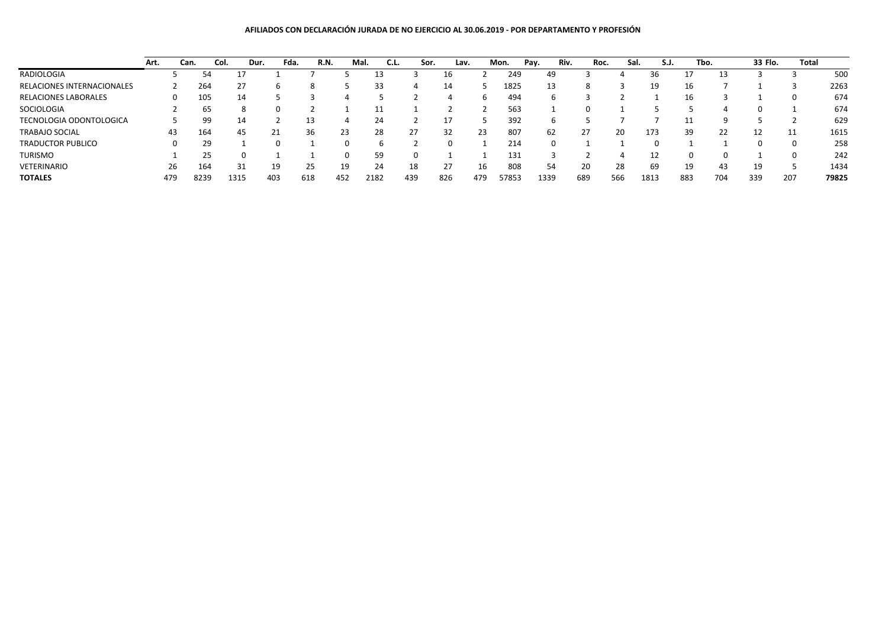**AFILIADOS CON DECLARACIÓN JURADA DE NO EJERCICIO AL 30.06.2019 - POR DEPARTAMENTO Y PROFESIÓN**

| | Art. | Can. | Col. | Dur. | Fda. | R.N. | Mal. | C.L. | Sor. | Lav. | Mon. | Pay. | Riv. | Roc. | Sal. | S.J. | Tbo. | 33 | Flo. | Total |
|---|---|---|---|---|---|---|---|---|---|---|---|---|---|---|---|---|---|---|---|---|
| RADIOLOGIA | 5 | 54 | 17 | 1 | 7 | 5 | 13 | 3 | 16 | 2 | 249 | 49 | 3 | 4 | 36 | 17 | 13 | 3 | 3 | 500 |
| RELACIONES INTERNACIONALES | 2 | 264 | 27 | 6 | 8 | 5 | 33 | 4 | 14 | 5 | 1825 | 13 | 8 | 3 | 19 | 16 | 7 | 1 | 3 | 2263 |
| RELACIONES LABORALES | 0 | 105 | 14 | 5 | 3 | 4 | 5 | 2 | 4 | 6 | 494 | 6 | 3 | 2 | 1 | 16 | 3 | 1 | 0 | 674 |
| SOCIOLOGIA | 2 | 65 | 8 | 0 | 2 | 1 | 11 | 1 | 2 | 2 | 563 | 1 | 0 | 1 | 5 | 5 | 4 | 0 | 1 | 674 |
| TECNOLOGIA ODONTOLOGICA | 5 | 99 | 14 | 2 | 13 | 4 | 24 | 2 | 17 | 5 | 392 | 6 | 5 | 7 | 7 | 11 | 9 | 5 | 2 | 629 |
| TRABAJO SOCIAL | 43 | 164 | 45 | 21 | 36 | 23 | 28 | 27 | 32 | 23 | 807 | 62 | 27 | 20 | 173 | 39 | 22 | 12 | 11 | 1615 |
| TRADUCTOR PUBLICO | 0 | 29 | 1 | 0 | 1 | 0 | 6 | 2 | 0 | 1 | 214 | 0 | 1 | 1 | 0 | 1 | 1 | 0 | 0 | 258 |
| TURISMO | 1 | 25 | 0 | 1 | 1 | 0 | 59 | 0 | 1 | 1 | 131 | 3 | 2 | 4 | 12 | 0 | 0 | 1 | 0 | 242 |
| VETERINARIO | 26 | 164 | 31 | 19 | 25 | 19 | 24 | 18 | 27 | 16 | 808 | 54 | 20 | 28 | 69 | 19 | 43 | 19 | 5 | 1434 |
| **TOTALES** | 479 | 8239 | 1315 | 403 | 618 | 452 | 2182 | 439 | 826 | 479 | 57853 | 1339 | 689 | 566 | 1813 | 883 | 704 | 339 | 207 | **79825** |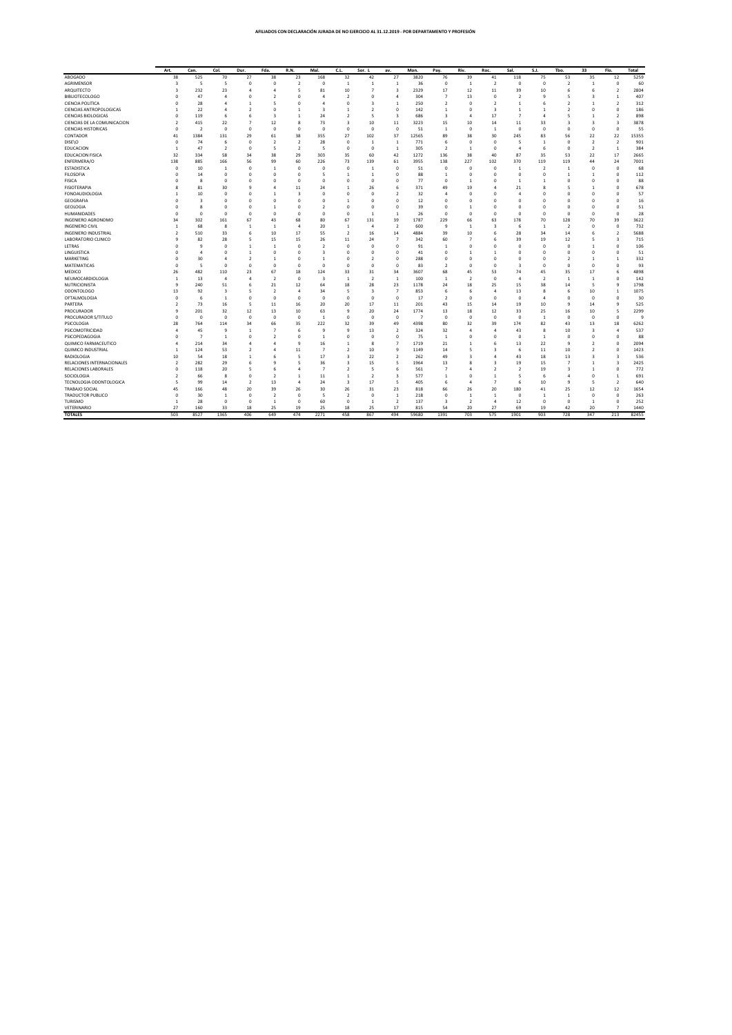# AFILIADOS CON DECLARACIÓN JURADA DE NO EJERCICIO AL 31.12.2019 - POR DEPARTAMENTO Y PROFESIÓN

| | Art. | Can. | Col. | Dur. | Fda. | R.N. | Mal. | C.L. | Sor. L | av. | Mon. | Pay. | Riv. | Roc. | Sal. | S.J. | Tbo. | 33 | Flo. | Total |
|---|---|---|---|---|---|---|---|---|---|---|---|---|---|---|---|---|---|---|---|---|
| ABOGADO | 38 | 525 | 70 | 27 | 38 | 23 | 168 | 32 | 42 | 27 | 3820 | 76 | 39 | 41 | 118 | 75 | 53 | 35 | 12 | 5259 |
| AGRIMENSOR | 3 | 5 | 5 | 0 | 0 | 2 | 0 | 1 | 1 | 1 | 36 | 0 | 1 | 2 | 0 | 0 | 2 | 1 | 0 | 60 |
| ARQUITECTO | 3 | 232 | 23 | 4 | 4 | 5 | 81 | 10 | 7 | 3 | 2329 | 17 | 12 | 11 | 39 | 10 | 6 | 6 | 2 | 2804 |
| BIBLIOTECOLOGO | 0 | 47 | 4 | 0 | 2 | 0 | 4 | 2 | 0 | 4 | 304 | 7 | 13 | 0 | 2 | 9 | 5 | 3 | 1 | 407 |
| CIENCIA POLITICA | 0 | 28 | 4 | 1 | 5 | 0 | 4 | 0 | 3 | 1 | 250 | 2 | 0 | 2 | 1 | 6 | 2 | 1 | 2 | 312 |
| CIENCIAS ANTROPOLOGICAS | 1 | 22 | 4 | 2 | 0 | 1 | 3 | 1 | 2 | 0 | 142 | 1 | 0 | 3 | 1 | 1 | 2 | 0 | 0 | 186 |
| CIENCIAS BIOLOGICAS | 0 | 119 | 6 | 6 | 3 | 1 | 24 | 2 | 5 | 3 | 686 | 3 | 4 | 17 | 7 | 4 | 5 | 1 | 2 | 898 |
| CIENCIAS DE LA COMUNICACION | 2 | 415 | 22 | 7 | 12 | 8 | 73 | 3 | 10 | 11 | 3223 | 15 | 10 | 14 | 11 | 33 | 3 | 3 | 3 | 3878 |
| CIENCIAS HISTORICAS | 0 | 2 | 0 | 0 | 0 | 0 | 0 | 0 | 0 | 0 | 51 | 1 | 0 | 1 | 0 | 0 | 0 | 0 | 0 | 55 |
| CONTADOR | 41 | 1384 | 131 | 29 | 61 | 38 | 355 | 27 | 102 | 37 | 12565 | 89 | 38 | 30 | 245 | 83 | 56 | 22 | 22 | 15355 |
| DISE\O | 0 | 74 | 6 | 0 | 2 | 2 | 28 | 0 | 1 | 1 | 771 | 6 | 0 | 0 | 5 | 1 | 0 | 2 | 2 | 901 |
| EDUCACION | 1 | 47 | 2 | 0 | 5 | 2 | 5 | 0 | 0 | 1 | 305 | 2 | 1 | 0 | 4 | 6 | 0 | 2 | 1 | 384 |
| EDUCACION FISICA | 32 | 334 | 58 | 34 | 38 | 29 | 303 | 35 | 60 | 42 | 1272 | 136 | 38 | 40 | 87 | 35 | 53 | 22 | 17 | 2665 |
| ENFERMERA/O | 138 | 885 | 166 | 56 | 99 | 60 | 226 | 73 | 139 | 61 | 3955 | 138 | 227 | 102 | 370 | 119 | 119 | 44 | 24 | 7001 |
| ESTADISTICA | 0 | 10 | 1 | 0 | 1 | 0 | 0 | 0 | 1 | 0 | 51 | 0 | 0 | 0 | 1 | 2 | 1 | 0 | 0 | 68 |
| FILOSOFIA | 0 | 14 | 0 | 0 | 0 | 0 | 5 | 1 | 1 | 0 | 88 | 1 | 0 | 0 | 0 | 0 | 1 | 1 | 0 | 112 |
| FISICA | 0 | 8 | 0 | 0 | 0 | 0 | 0 | 0 | 0 | 0 | 77 | 0 | 1 | 0 | 1 | 1 | 0 | 0 | 0 | 88 |
| FISIOTERAPIA | 8 | 81 | 30 | 9 | 4 | 11 | 24 | 1 | 26 | 6 | 371 | 49 | 19 | 4 | 21 | 8 | 5 | 1 | 0 | 678 |
| FONOAUDIOLOGIA | 1 | 10 | 0 | 0 | 1 | 3 | 0 | 0 | 0 | 2 | 32 | 4 | 0 | 0 | 4 | 0 | 0 | 0 | 0 | 57 |
| GEOGRAFIA | 0 | 3 | 0 | 0 | 0 | 0 | 0 | 1 | 0 | 0 | 12 | 0 | 0 | 0 | 0 | 0 | 0 | 0 | 0 | 16 |
| GEOLOGIA | 0 | 8 | 0 | 0 | 1 | 0 | 2 | 0 | 0 | 0 | 39 | 0 | 1 | 0 | 0 | 0 | 0 | 0 | 0 | 51 |
| HUMANIDADES | 0 | 0 | 0 | 0 | 0 | 0 | 0 | 0 | 1 | 1 | 26 | 0 | 0 | 0 | 0 | 0 | 0 | 0 | 0 | 28 |
| INGENIERO AGRONOMO | 34 | 302 | 161 | 67 | 43 | 68 | 80 | 67 | 131 | 39 | 1787 | 229 | 66 | 63 | 178 | 70 | 128 | 70 | 39 | 3622 |
| INGENIERO CIVIL | 1 | 68 | 8 | 1 | 1 | 4 | 20 | 1 | 4 | 2 | 600 | 9 | 1 | 3 | 6 | 1 | 2 | 0 | 0 | 732 |
| INGENIERO INDUSTRIAL | 2 | 510 | 33 | 6 | 10 | 17 | 55 | 2 | 16 | 14 | 4884 | 39 | 10 | 6 | 28 | 34 | 14 | 6 | 2 | 5688 |
| LABORATORIO CLINICO | 9 | 82 | 28 | 5 | 15 | 15 | 26 | 11 | 24 | 7 | 342 | 60 | 7 | 6 | 39 | 19 | 12 | 5 | 3 | 715 |
| LETRAS | 0 | 9 | 0 | 1 | 1 | 0 | 2 | 0 | 0 | 0 | 91 | 1 | 0 | 0 | 0 | 0 | 0 | 1 | 0 | 106 |
| LINGUISTICA | 0 | 4 | 0 | 1 | 0 | 0 | 3 | 0 | 0 | 0 | 41 | 0 | 1 | 1 | 0 | 0 | 0 | 0 | 0 | 51 |
| MARKETING | 0 | 30 | 4 | 2 | 1 | 0 | 1 | 0 | 2 | 0 | 288 | 0 | 0 | 0 | 0 | 0 | 2 | 1 | 1 | 332 |
| MATEMATICAS | 0 | 5 | 0 | 0 | 0 | 0 | 0 | 0 | 0 | 0 | 83 | 2 | 0 | 0 | 3 | 0 | 0 | 0 | 0 | 93 |
| MEDICO | 26 | 482 | 110 | 23 | 67 | 18 | 124 | 33 | 31 | 34 | 3607 | 68 | 45 | 53 | 74 | 45 | 35 | 17 | 6 | 4898 |
| NEUMOCARDIOLOGIA | 1 | 13 | 4 | 4 | 2 | 0 | 3 | 1 | 2 | 1 | 100 | 1 | 2 | 0 | 4 | 2 | 1 | 1 | 0 | 142 |
| NUTRICIONISTA | 9 | 240 | 51 | 6 | 21 | 12 | 64 | 18 | 28 | 23 | 1178 | 24 | 18 | 25 | 15 | 38 | 14 | 5 | 9 | 1798 |
| ODONTOLOGO | 13 | 92 | 3 | 5 | 2 | 4 | 34 | 5 | 3 | 7 | 853 | 6 | 6 | 4 | 13 | 8 | 6 | 10 | 1 | 1075 |
| OFTALMOLOGIA | 0 | 6 | 1 | 0 | 0 | 0 | 0 | 0 | 0 | 0 | 17 | 2 | 0 | 0 | 0 | 4 | 0 | 0 | 0 | 30 |
| PARTERA | 2 | 73 | 16 | 5 | 11 | 16 | 20 | 20 | 17 | 11 | 201 | 43 | 15 | 14 | 19 | 10 | 9 | 14 | 9 | 525 |
| PROCURADOR | 9 | 201 | 32 | 12 | 13 | 10 | 63 | 9 | 20 | 24 | 1774 | 13 | 18 | 12 | 33 | 25 | 16 | 10 | 5 | 2299 |
| PROCURADOR S/TITULO | 0 | 0 | 0 | 0 | 0 | 0 | 1 | 0 | 0 | 0 | 7 | 0 | 0 | 0 | 0 | 1 | 0 | 0 | 0 | 9 |
| PSICOLOGIA | 28 | 764 | 114 | 34 | 66 | 35 | 222 | 32 | 39 | 49 | 4398 | 80 | 32 | 39 | 174 | 82 | 43 | 13 | 18 | 6262 |
| PSICOMOTRICIDAD | 4 | 45 | 9 | 1 | 7 | 6 | 9 | 9 | 13 | 2 | 324 | 32 | 4 | 4 | 43 | 8 | 10 | 3 | 4 | 537 |
| PSICOPEDAGOGIA | 0 | 7 | 1 | 0 | 2 | 0 | 1 | 0 | 0 | 0 | 75 | 1 | 0 | 0 | 0 | 1 | 0 | 0 | 0 | 88 |
| QUIMICO FARMACEUTICO | 4 | 214 | 34 | 4 | 4 | 9 | 16 | 1 | 8 | 7 | 1719 | 21 | 1 | 6 | 13 | 22 | 9 | 2 | 0 | 2094 |
| QUIMICO INDUSTRIAL | 1 | 124 | 53 | 2 | 4 | 11 | 7 | 2 | 10 | 9 | 1149 | 14 | 5 | 3 | 6 | 11 | 10 | 2 | 0 | 1423 |
| RADIOLOGIA | 10 | 54 | 18 | 1 | 6 | 5 | 17 | 3 | 22 | 2 | 262 | 49 | 3 | 4 | 43 | 18 | 13 | 3 | 3 | 536 |
| RELACIONES INTERNACIONALES | 2 | 282 | 29 | 6 | 9 | 5 | 36 | 3 | 15 | 5 | 1964 | 13 | 8 | 3 | 19 | 15 | 7 | 1 | 3 | 2425 |
| RELACIONES LABORALES | 0 | 118 | 20 | 5 | 6 | 4 | 7 | 2 | 5 | 6 | 561 | 7 | 4 | 2 | 2 | 19 | 3 | 1 | 0 | 772 |
| SOCIOLOGIA | 2 | 66 | 8 | 0 | 2 | 1 | 11 | 1 | 2 | 3 | 577 | 1 | 0 | 1 | 5 | 6 | 4 | 0 | 1 | 691 |
| TECNOLOGIA ODONTOLOGICA | 5 | 99 | 14 | 2 | 13 | 4 | 24 | 3 | 17 | 5 | 405 | 6 | 4 | 7 | 6 | 10 | 9 | 5 | 2 | 640 |
| TRABAJO SOCIAL | 45 | 166 | 48 | 20 | 39 | 26 | 30 | 26 | 31 | 23 | 818 | 66 | 26 | 20 | 180 | 41 | 25 | 12 | 12 | 1654 |
| TRADUCTOR PUBLICO | 0 | 30 | 1 | 0 | 2 | 0 | 5 | 2 | 0 | 1 | 218 | 0 | 1 | 1 | 0 | 1 | 1 | 0 | 0 | 263 |
| TURISMO | 1 | 28 | 0 | 0 | 1 | 0 | 60 | 0 | 1 | 2 | 137 | 3 | 2 | 4 | 12 | 0 | 0 | 1 | 0 | 252 |
| VETERINARIO | 27 | 160 | 33 | 18 | 25 | 19 | 25 | 18 | 25 | 17 | 815 | 54 | 20 | 27 | 69 | 19 | 42 | 20 | 7 | 1440 |
| **TOTALES** | 503 | 8527 | 1365 | 406 | 649 | 474 | 2271 | 458 | 867 | 494 | 59680 | 1391 | 703 | 575 | 1901 | 903 | 728 | 347 | 213 | 82455 |